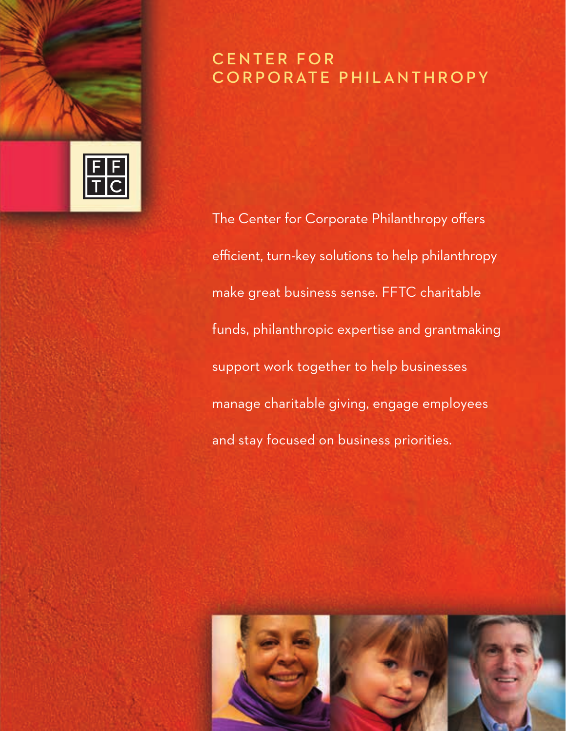# CENTER FOR CORPORATE PHILANTHROPY

FFTC

The Center for Corporate Philanthropy offers efficient, turn-key solutions to help philanthropy make great business sense. FFTC charitable funds, philanthropic expertise and grantmaking support work together to help businesses manage charitable giving, engage employees and stay focused on business priorities.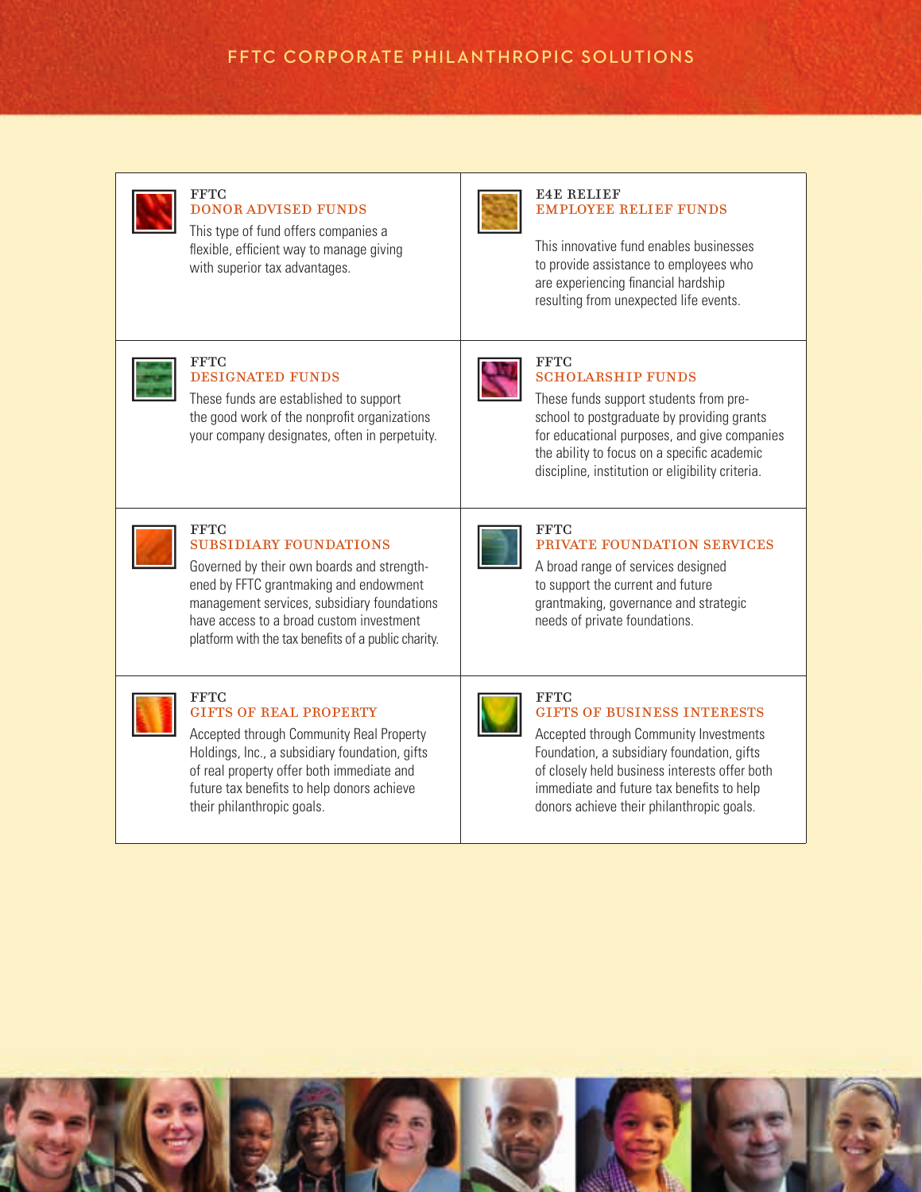# FFTC CORPORATE PHILANTHROPIC SOLUTIONS

### FFTC DONOR ADVISED FUNDS

This type of fund offers companies a flexible, efficient way to manage giving with superior tax advantages.

### E4E RELIEF EMPLOYEE RELIEF FUNDS

This innovative fund enables businesses to provide assistance to employees who are experiencing financial hardship resulting from unexpected life events.

### FFTC DESIGNATED FUNDS

These funds are established to support the good work of the nonprofit organizations your company designates, often in perpetuity.

### FFTC SCHOLARSHIP FUNDS

These funds support students from preschool to postgraduate by providing grants for educational purposes, and give companies the ability to focus on a specific academic discipline, institution or eligibility criteria.

### FFTC SUBSIDIARY FOUNDATIONS

Governed by their own boards and strengthened by FFTC grantmaking and endowment management services, subsidiary foundations have access to a broad custom investment platform with the tax benefits of a public charity.

### FFTC PRIVATE FOUNDATION SERVICES

A broad range of services designed to support the current and future grantmaking, governance and strategic needs of private foundations.

### FFTC GIFTS OF REAL PROPERTY

Accepted through Community Real Property Holdings, Inc., a subsidiary foundation, gifts of real property offer both immediate and future tax benefits to help donors achieve their philanthropic goals.

### FFTC GIFTS OF BUSINESS INTERESTS

Accepted through Community Investments Foundation, a subsidiary foundation, gifts of closely held business interests offer both immediate and future tax benefits to help donors achieve their philanthropic goals.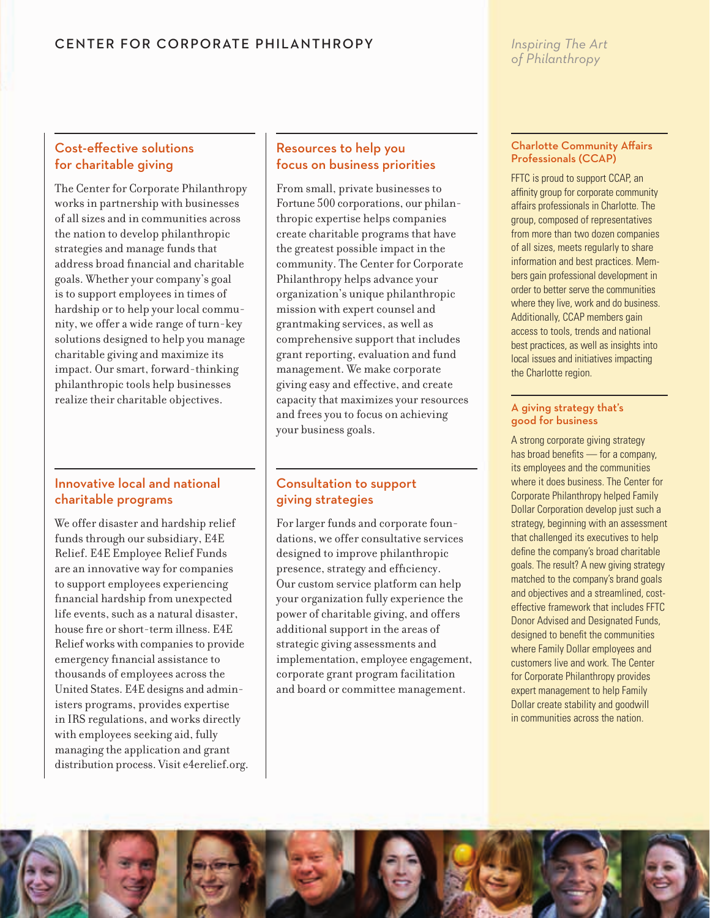# CENTER FOR CORPORATE PHILANTHROPY

*Inspiring The Art of Philanthropy*

## Cost-effective solutions for charitable giving

The Center for Corporate Philanthropy works in partnership with businesses of all sizes and in communities across the nation to develop philanthropic strategies and manage funds that address broad financial and charitable goals. Whether your company's goal is to support employees in times of hardship or to help your local community, we offer a wide range of turn-key solutions designed to help you manage charitable giving and maximize its impact. Our smart, forward-thinking philanthropic tools help businesses realize their charitable objectives.

## Innovative local and national charitable programs

We offer disaster and hardship relief funds through our subsidiary, E4E Relief. E4E Employee Relief Funds are an innovative way for companies to support employees experiencing financial hardship from unexpected life events, such as a natural disaster, house fire or short-term illness. E4E Relief works with companies to provide emergency financial assistance to thousands of employees across the United States. E4E designs and administers programs, provides expertise in IRS regulations, and works directly with employees seeking aid, fully managing the application and grant distribution process. Visit e4erelief.org.

## Resources to help you focus on business priorities

From small, private businesses to Fortune 500 corporations, our philanthropic expertise helps companies create charitable programs that have the greatest possible impact in the community. The Center for Corporate Philanthropy helps advance your organization's unique philanthropic mission with expert counsel and grantmaking services, as well as comprehensive support that includes grant reporting, evaluation and fund management. We make corporate giving easy and effective, and create capacity that maximizes your resources and frees you to focus on achieving your business goals.

## Consultation to support giving strategies

For larger funds and corporate foundations, we offer consultative services designed to improve philanthropic presence, strategy and efficiency. Our custom service platform can help your organization fully experience the power of charitable giving, and offers additional support in the areas of strategic giving assessments and implementation, employee engagement, corporate grant program facilitation and board or committee management.

### Charlotte Community Affairs Professionals (CCAP)

FFTC is proud to support CCAP, an affinity group for corporate community affairs professionals in Charlotte. The group, composed of representatives from more than two dozen companies of all sizes, meets regularly to share information and best practices. Members gain professional development in order to better serve the communities where they live, work and do business. Additionally, CCAP members gain access to tools, trends and national best practices, as well as insights into local issues and initiatives impacting the Charlotte region.

### A giving strategy that's good for business

A strong corporate giving strategy has broad benefits — for a company, its employees and the communities where it does business. The Center for Corporate Philanthropy helped Family Dollar Corporation develop just such a strategy, beginning with an assessment that challenged its executives to help define the company's broad charitable goals. The result? A new giving strategy matched to the company's brand goals and objectives and a streamlined, cost-effective framework that includes FFTC Donor Advised and Designated Funds, designed to benefit the communities where Family Dollar employees and customers live and work. The Center for Corporate Philanthropy provides expert management to help Family Dollar create stability and goodwill in communities across the nation.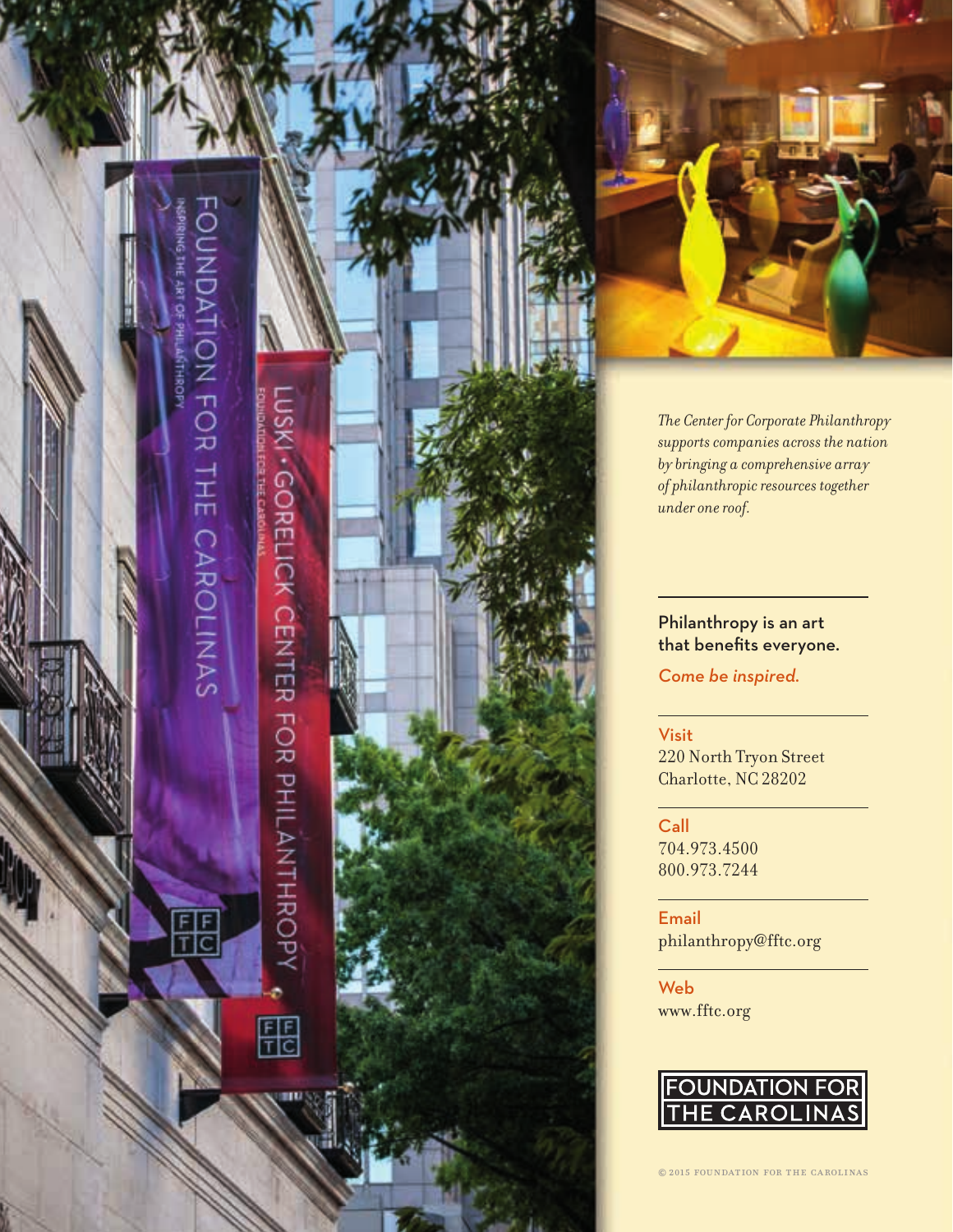*The Center for Corporate Philanthropy supports companies across the nation by bringing a comprehensive array of philanthropic resources together under one roof.*

Philanthropy is an art that benefits everyone.

*Come be inspired.*

**Visit**
220 North Tryon Street
Charlotte, NC 28202

**Call**
704.973.4500
800.973.7244

**Email**
philanthropy@fftc.org

**Web**
www.fftc.org

FOUNDATION FOR THE CAROLINAS

© 2015 FOUNDATION FOR THE CAROLINAS